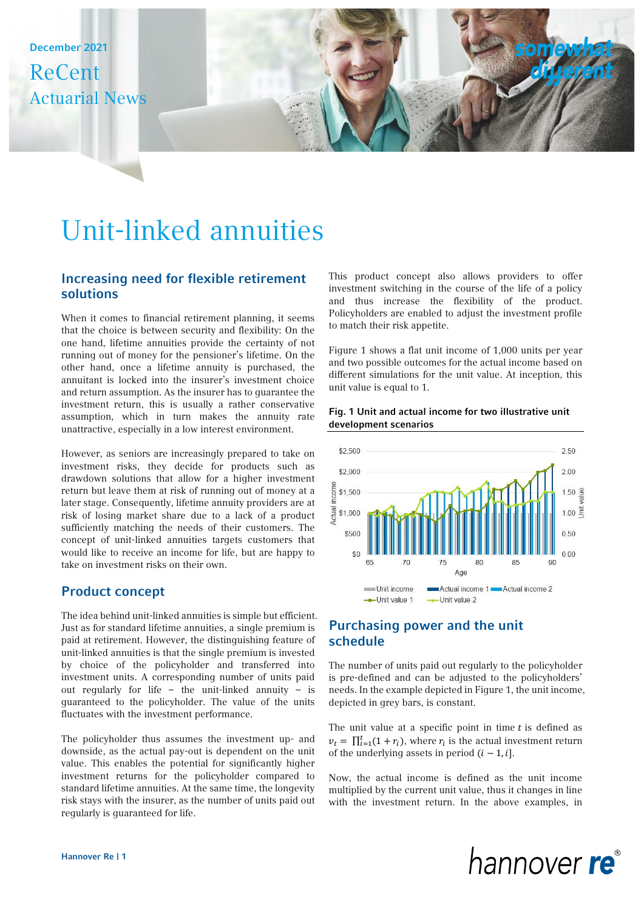December 2021

ReCent
Actuarial News

# Unit-linked annuities

## Increasing need for flexible retirement solutions

When it comes to financial retirement planning, it seems that the choice is between security and flexibility: On the one hand, lifetime annuities provide the certainty of not running out of money for the pensioner's lifetime. On the other hand, once a lifetime annuity is purchased, the annuitant is locked into the insurer's investment choice and return assumption. As the insurer has to guarantee the investment return, this is usually a rather conservative assumption, which in turn makes the annuity rate unattractive, especially in a low interest environment.

However, as seniors are increasingly prepared to take on investment risks, they decide for products such as drawdown solutions that allow for a higher investment return but leave them at risk of running out of money at a later stage. Consequently, lifetime annuity providers are at risk of losing market share due to a lack of a product sufficiently matching the needs of their customers. The concept of unit-linked annuities targets customers that would like to receive an income for life, but are happy to take on investment risks on their own.

## Product concept

The idea behind unit-linked annuities is simple but efficient. Just as for standard lifetime annuities, a single premium is paid at retirement. However, the distinguishing feature of unit-linked annuities is that the single premium is invested by choice of the policyholder and transferred into investment units. A corresponding number of units paid out regularly for life – the unit-linked annuity – is guaranteed to the policyholder. The value of the units fluctuates with the investment performance.

The policyholder thus assumes the investment up- and downside, as the actual pay-out is dependent on the unit value. This enables the potential for significantly higher investment returns for the policyholder compared to standard lifetime annuities. At the same time, the longevity risk stays with the insurer, as the number of units paid out regularly is guaranteed for life.

This product concept also allows providers to offer investment switching in the course of the life of a policy and thus increase the flexibility of the product. Policyholders are enabled to adjust the investment profile to match their risk appetite.

Figure 1 shows a flat unit income of 1,000 units per year and two possible outcomes for the actual income based on different simulations for the unit value. At inception, this unit value is equal to 1.

**Fig. 1 Unit and actual income for two illustrative unit development scenarios**

## Purchasing power and the unit schedule

The number of units paid out regularly to the policyholder is pre-defined and can be adjusted to the policyholders' needs. In the example depicted in Figure 1, the unit income, depicted in grey bars, is constant.

The unit value at a specific point in time $t$ is defined as $v_t = \prod_{i=1}^{t}(1+r_i)$, where $r_i$ is the actual investment return of the underlying assets in period $(i-1, i]$.

Now, the actual income is defined as the unit income multiplied by the current unit value, thus it changes in line with the investment return. In the above examples, in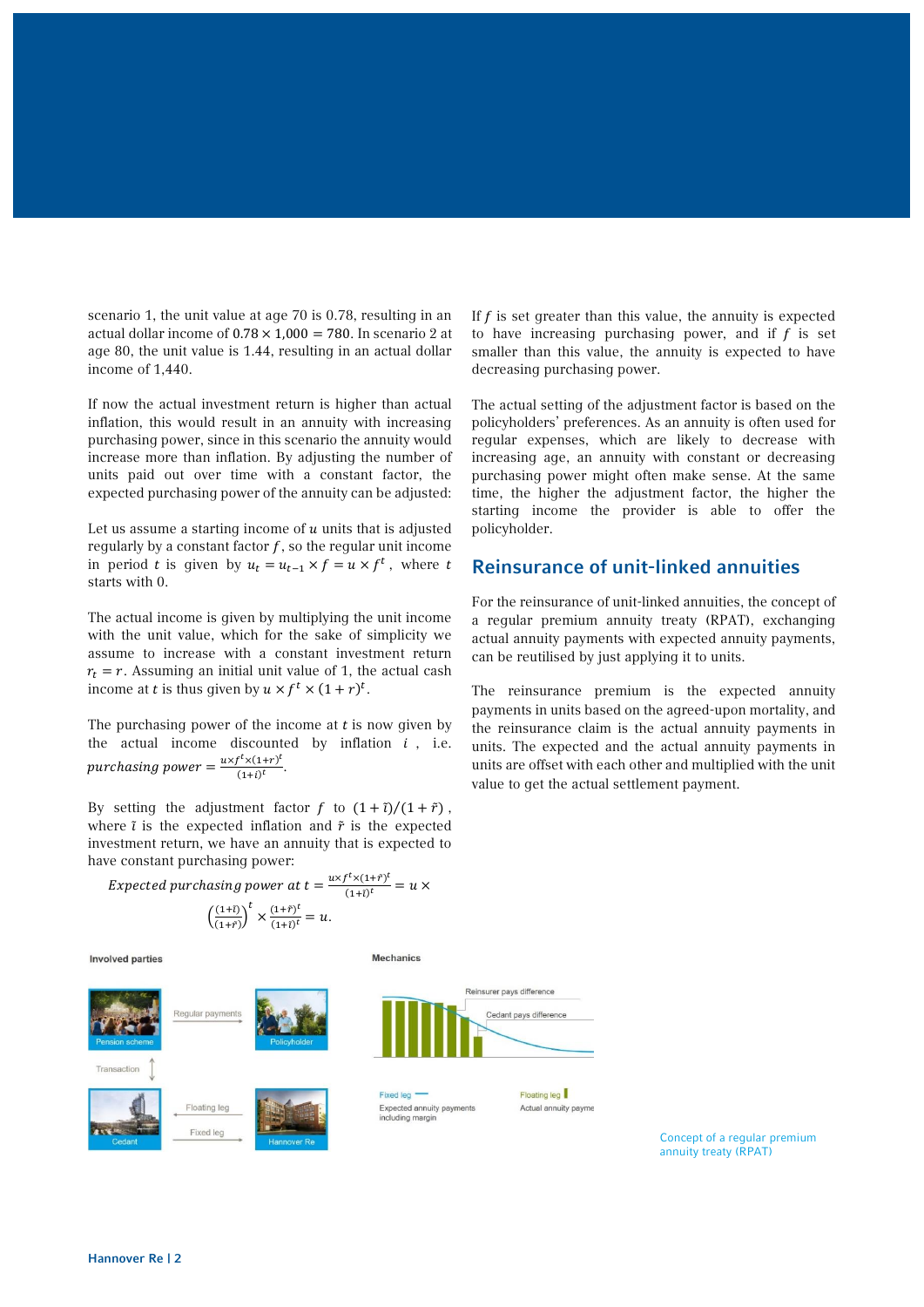scenario 1, the unit value at age 70 is 0.78, resulting in an actual dollar income of $0.78 \times 1{,}000 = 780$. In scenario 2 at age 80, the unit value is 1.44, resulting in an actual dollar income of 1,440.

If now the actual investment return is higher than actual inflation, this would result in an annuity with increasing purchasing power, since in this scenario the annuity would increase more than inflation. By adjusting the number of units paid out over time with a constant factor, the expected purchasing power of the annuity can be adjusted:

Let us assume a starting income of $u$ units that is adjusted regularly by a constant factor $f$, so the regular unit income in period $t$ is given by $u_t = u_{t-1} \times f = u \times f^t$, where $t$ starts with 0.

The actual income is given by multiplying the unit income with the unit value, which for the sake of simplicity we assume to increase with a constant investment return $r_t = r$. Assuming an initial unit value of 1, the actual cash income at $t$ is thus given by $u \times f^t \times (1+r)^t$.

The purchasing power of the income at $t$ is now given by the actual income discounted by inflation $i$, i.e. $purchasing\ power = \frac{u \times f^t \times (1+r)^t}{(1+i)^t}$.

By setting the adjustment factor $f$ to $(1+\tilde{\imath})/(1+\tilde{r})$, where $\tilde{\imath}$ is the expected inflation and $\tilde{r}$ is the expected investment return, we have an annuity that is expected to have constant purchasing power:

$$Expected\ purchasing\ power\ at\ t = \frac{u \times f^t \times (1+\tilde{r})^t}{(1+\tilde{\imath})^t} = u \times \left(\frac{(1+\tilde{\imath})}{(1+\tilde{r})}\right)^t \times \frac{(1+\tilde{r})^t}{(1+\tilde{\imath})^t} = u.$$

If $f$ is set greater than this value, the annuity is expected to have increasing purchasing power, and if $f$ is set smaller than this value, the annuity is expected to have decreasing purchasing power.

The actual setting of the adjustment factor is based on the policyholders' preferences. As an annuity is often used for regular expenses, which are likely to decrease with increasing age, an annuity with constant or decreasing purchasing power might often make sense. At the same time, the higher the adjustment factor, the higher the starting income the provider is able to offer the policyholder.

## Reinsurance of unit-linked annuities

For the reinsurance of unit-linked annuities, the concept of a regular premium annuity treaty (RPAT), exchanging actual annuity payments with expected annuity payments, can be reutilised by just applying it to units.

The reinsurance premium is the expected annuity payments in units based on the agreed-upon mortality, and the reinsurance claim is the actual annuity payments in units. The expected and the actual annuity payments in units are offset with each other and multiplied with the unit value to get the actual settlement payment.

Involved parties

Pension scheme — Regular payments → Policyholder

Transaction

Cedant ← Floating leg — Hannover Re

Cedant — Fixed leg → Hannover Re

Mechanics

Reinsurer pays difference

Cedant pays difference

Fixed leg: Expected annuity payments including margin

Floating leg: Actual annuity payments

Concept of a regular premium annuity treaty (RPAT)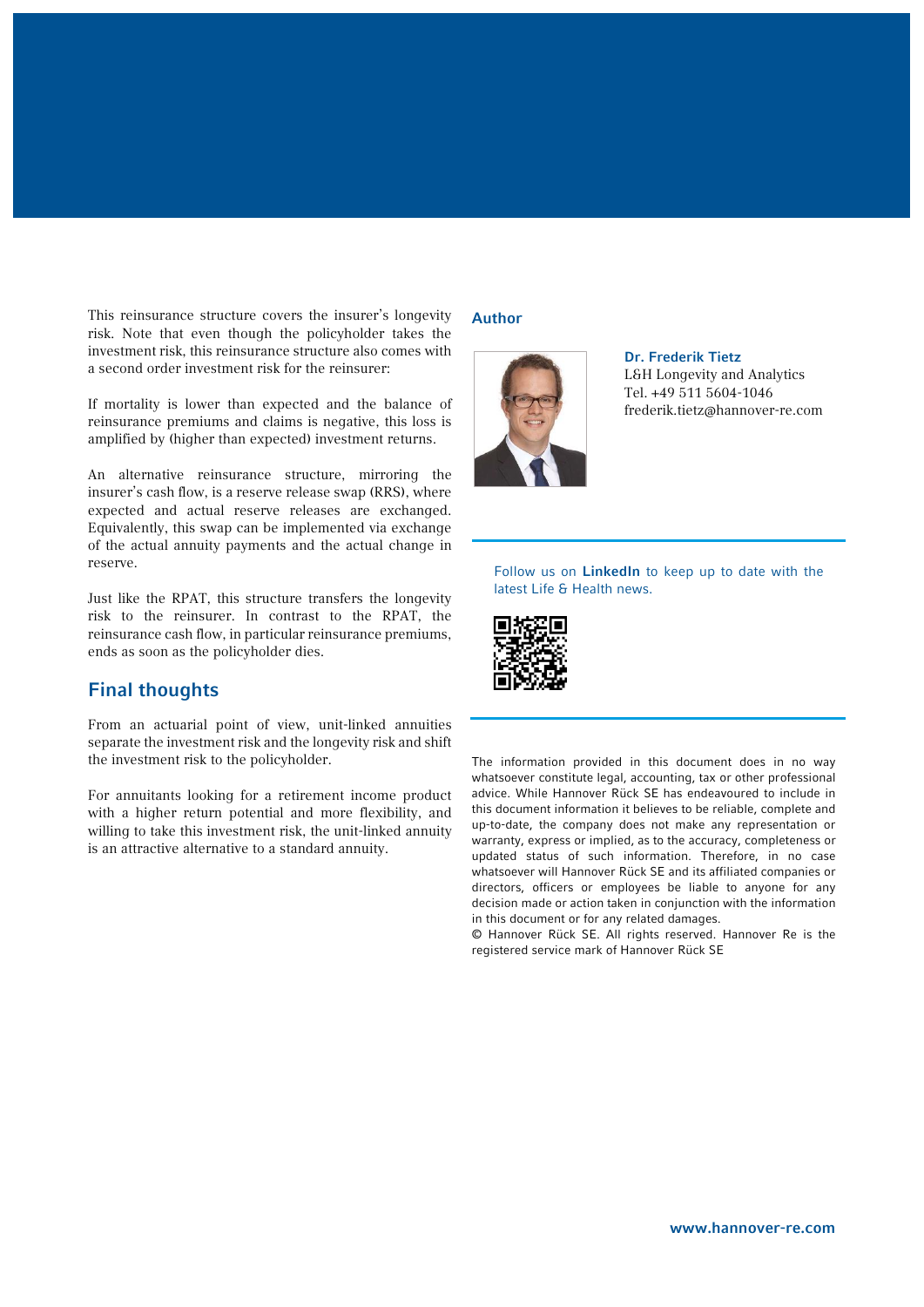This reinsurance structure covers the insurer's longevity risk. Note that even though the policyholder takes the investment risk, this reinsurance structure also comes with a second order investment risk for the reinsurer:

If mortality is lower than expected and the balance of reinsurance premiums and claims is negative, this loss is amplified by (higher than expected) investment returns.

An alternative reinsurance structure, mirroring the insurer's cash flow, is a reserve release swap (RRS), where expected and actual reserve releases are exchanged. Equivalently, this swap can be implemented via exchange of the actual annuity payments and the actual change in reserve.

Just like the RPAT, this structure transfers the longevity risk to the reinsurer. In contrast to the RPAT, the reinsurance cash flow, in particular reinsurance premiums, ends as soon as the policyholder dies.

## Final thoughts

From an actuarial point of view, unit-linked annuities separate the investment risk and the longevity risk and shift the investment risk to the policyholder.

For annuitants looking for a retirement income product with a higher return potential and more flexibility, and willing to take this investment risk, the unit-linked annuity is an attractive alternative to a standard annuity.

## Author

**Dr. Frederik Tietz**
L&H Longevity and Analytics
Tel. +49 511 5604-1046
frederik.tietz@hannover-re.com

Follow us on **LinkedIn** to keep up to date with the latest Life & Health news.

The information provided in this document does in no way whatsoever constitute legal, accounting, tax or other professional advice. While Hannover Rück SE has endeavoured to include in this document information it believes to be reliable, complete and up-to-date, the company does not make any representation or warranty, express or implied, as to the accuracy, completeness or updated status of such information. Therefore, in no case whatsoever will Hannover Rück SE and its affiliated companies or directors, officers or employees be liable to anyone for any decision made or action taken in conjunction with the information in this document or for any related damages.
© Hannover Rück SE. All rights reserved. Hannover Re is the registered service mark of Hannover Rück SE

www.hannover-re.com